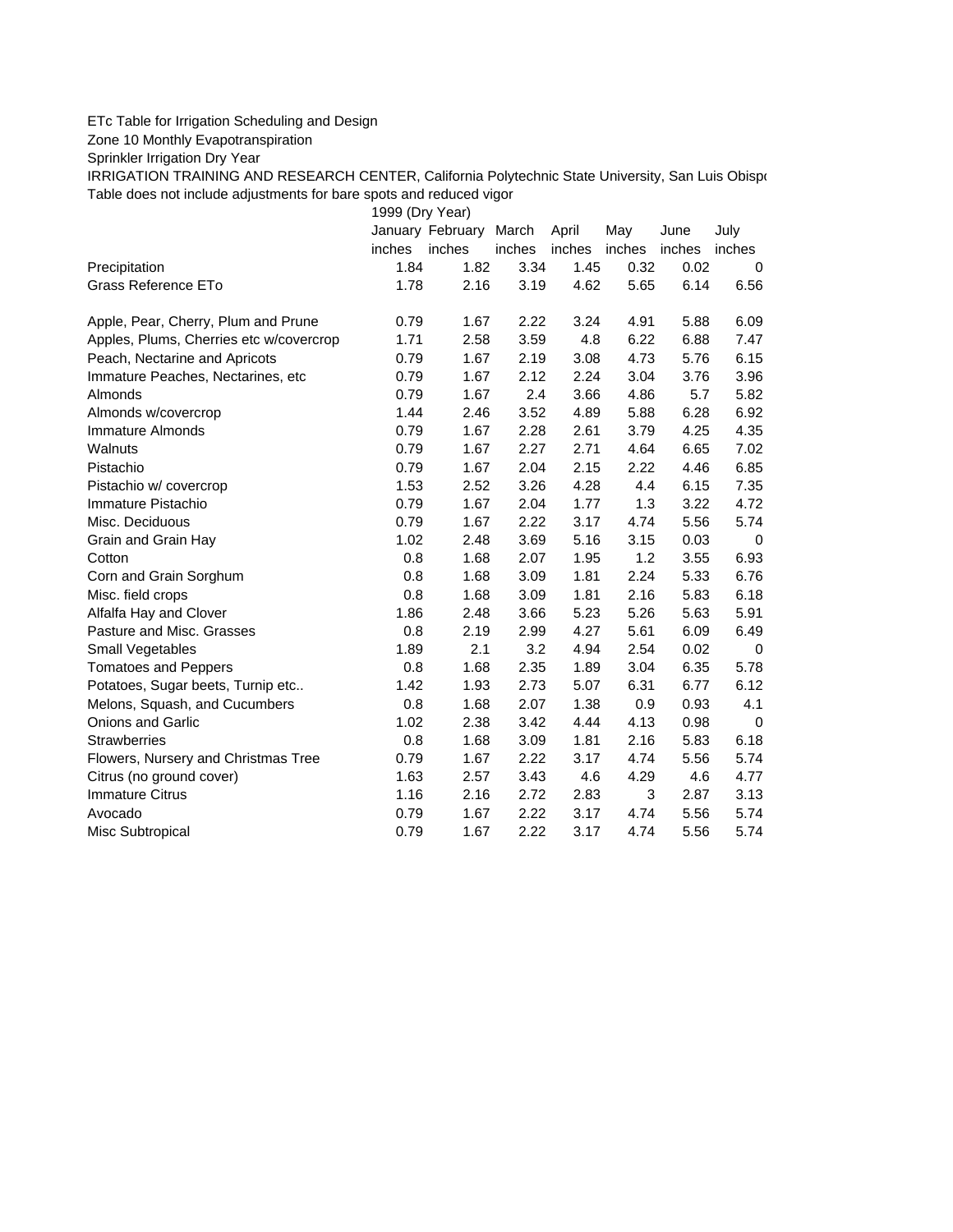ETc Table for Irrigation Scheduling and Design

Zone 10 Monthly Evapotranspiration

Sprinkler Irrigation Dry Year

IRRIGATION TRAINING AND RESEARCH CENTER, California Polytechnic State University, San Luis Obispo

Table does not include adjustments for bare spots and reduced vigor

| | 1999 (Dry Year) | | | | | | |
|---|---|---|---|---|---|---|---|
| | January | February | March | April | May | June | July |
| | inches | inches | inches | inches | inches | inches | inches |
| Precipitation | 1.84 | 1.82 | 3.34 | 1.45 | 0.32 | 0.02 | 0 |
| Grass Reference ETo | 1.78 | 2.16 | 3.19 | 4.62 | 5.65 | 6.14 | 6.56 |
| | | | | | | | |
| Apple, Pear, Cherry, Plum and Prune | 0.79 | 1.67 | 2.22 | 3.24 | 4.91 | 5.88 | 6.09 |
| Apples, Plums, Cherries etc w/covercrop | 1.71 | 2.58 | 3.59 | 4.8 | 6.22 | 6.88 | 7.47 |
| Peach, Nectarine and Apricots | 0.79 | 1.67 | 2.19 | 3.08 | 4.73 | 5.76 | 6.15 |
| Immature Peaches, Nectarines, etc | 0.79 | 1.67 | 2.12 | 2.24 | 3.04 | 3.76 | 3.96 |
| Almonds | 0.79 | 1.67 | 2.4 | 3.66 | 4.86 | 5.7 | 5.82 |
| Almonds w/covercrop | 1.44 | 2.46 | 3.52 | 4.89 | 5.88 | 6.28 | 6.92 |
| Immature Almonds | 0.79 | 1.67 | 2.28 | 2.61 | 3.79 | 4.25 | 4.35 |
| Walnuts | 0.79 | 1.67 | 2.27 | 2.71 | 4.64 | 6.65 | 7.02 |
| Pistachio | 0.79 | 1.67 | 2.04 | 2.15 | 2.22 | 4.46 | 6.85 |
| Pistachio w/ covercrop | 1.53 | 2.52 | 3.26 | 4.28 | 4.4 | 6.15 | 7.35 |
| Immature Pistachio | 0.79 | 1.67 | 2.04 | 1.77 | 1.3 | 3.22 | 4.72 |
| Misc. Deciduous | 0.79 | 1.67 | 2.22 | 3.17 | 4.74 | 5.56 | 5.74 |
| Grain and Grain Hay | 1.02 | 2.48 | 3.69 | 5.16 | 3.15 | 0.03 | 0 |
| Cotton | 0.8 | 1.68 | 2.07 | 1.95 | 1.2 | 3.55 | 6.93 |
| Corn and Grain Sorghum | 0.8 | 1.68 | 3.09 | 1.81 | 2.24 | 5.33 | 6.76 |
| Misc. field crops | 0.8 | 1.68 | 3.09 | 1.81 | 2.16 | 5.83 | 6.18 |
| Alfalfa Hay and Clover | 1.86 | 2.48 | 3.66 | 5.23 | 5.26 | 5.63 | 5.91 |
| Pasture and Misc. Grasses | 0.8 | 2.19 | 2.99 | 4.27 | 5.61 | 6.09 | 6.49 |
| Small Vegetables | 1.89 | 2.1 | 3.2 | 4.94 | 2.54 | 0.02 | 0 |
| Tomatoes and Peppers | 0.8 | 1.68 | 2.35 | 1.89 | 3.04 | 6.35 | 5.78 |
| Potatoes, Sugar beets, Turnip etc.. | 1.42 | 1.93 | 2.73 | 5.07 | 6.31 | 6.77 | 6.12 |
| Melons, Squash, and Cucumbers | 0.8 | 1.68 | 2.07 | 1.38 | 0.9 | 0.93 | 4.1 |
| Onions and Garlic | 1.02 | 2.38 | 3.42 | 4.44 | 4.13 | 0.98 | 0 |
| Strawberries | 0.8 | 1.68 | 3.09 | 1.81 | 2.16 | 5.83 | 6.18 |
| Flowers, Nursery and Christmas Tree | 0.79 | 1.67 | 2.22 | 3.17 | 4.74 | 5.56 | 5.74 |
| Citrus (no ground cover) | 1.63 | 2.57 | 3.43 | 4.6 | 4.29 | 4.6 | 4.77 |
| Immature Citrus | 1.16 | 2.16 | 2.72 | 2.83 | 3 | 2.87 | 3.13 |
| Avocado | 0.79 | 1.67 | 2.22 | 3.17 | 4.74 | 5.56 | 5.74 |
| Misc Subtropical | 0.79 | 1.67 | 2.22 | 3.17 | 4.74 | 5.56 | 5.74 |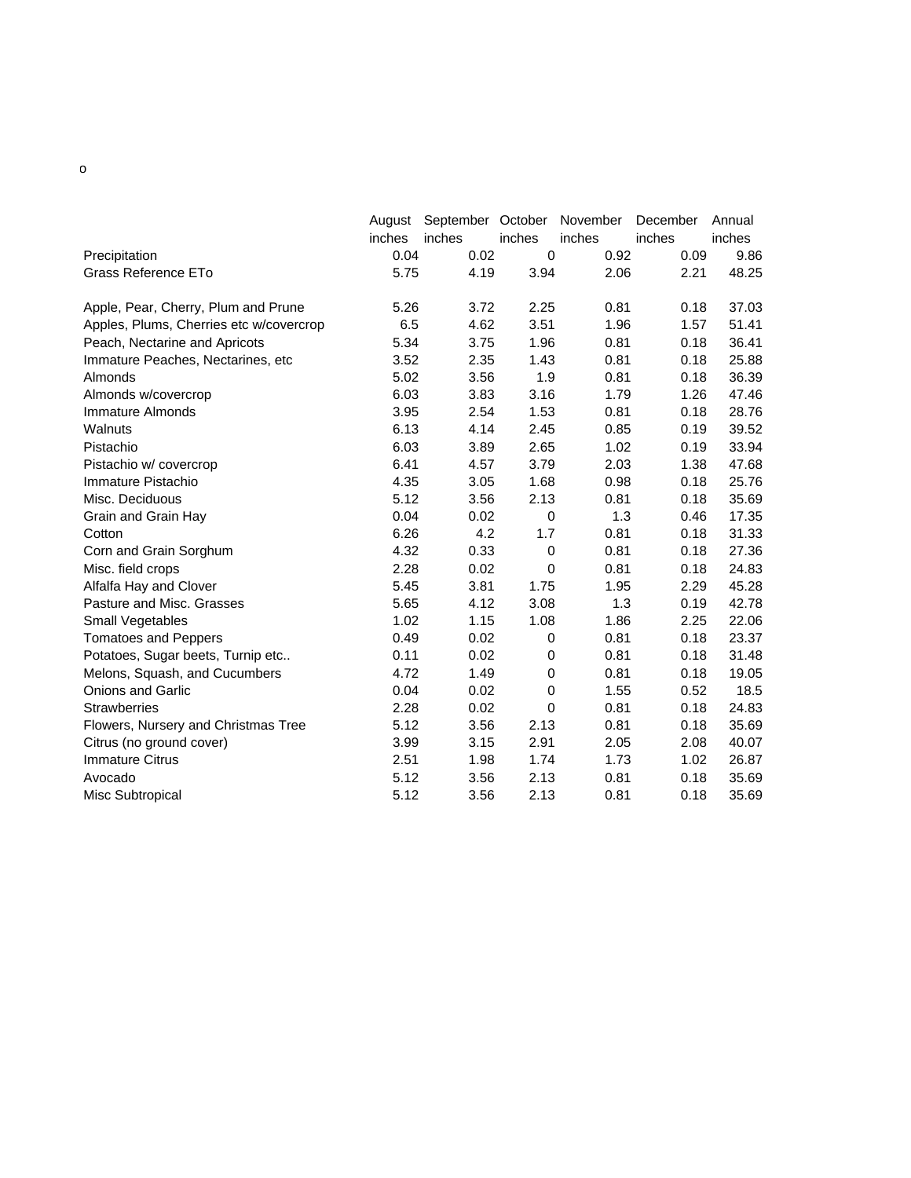o

| | August inches | September inches | October inches | November inches | December inches | Annual inches |
|---|---|---|---|---|---|---|
| Precipitation | 0.04 | 0.02 | 0 | 0.92 | 0.09 | 9.86 |
| Grass Reference ETo | 5.75 | 4.19 | 3.94 | 2.06 | 2.21 | 48.25 |
| | | | | | | |
| Apple, Pear, Cherry, Plum and Prune | 5.26 | 3.72 | 2.25 | 0.81 | 0.18 | 37.03 |
| Apples, Plums, Cherries etc w/covercrop | 6.5 | 4.62 | 3.51 | 1.96 | 1.57 | 51.41 |
| Peach, Nectarine and Apricots | 5.34 | 3.75 | 1.96 | 0.81 | 0.18 | 36.41 |
| Immature Peaches, Nectarines, etc | 3.52 | 2.35 | 1.43 | 0.81 | 0.18 | 25.88 |
| Almonds | 5.02 | 3.56 | 1.9 | 0.81 | 0.18 | 36.39 |
| Almonds w/covercrop | 6.03 | 3.83 | 3.16 | 1.79 | 1.26 | 47.46 |
| Immature Almonds | 3.95 | 2.54 | 1.53 | 0.81 | 0.18 | 28.76 |
| Walnuts | 6.13 | 4.14 | 2.45 | 0.85 | 0.19 | 39.52 |
| Pistachio | 6.03 | 3.89 | 2.65 | 1.02 | 0.19 | 33.94 |
| Pistachio w/ covercrop | 6.41 | 4.57 | 3.79 | 2.03 | 1.38 | 47.68 |
| Immature Pistachio | 4.35 | 3.05 | 1.68 | 0.98 | 0.18 | 25.76 |
| Misc. Deciduous | 5.12 | 3.56 | 2.13 | 0.81 | 0.18 | 35.69 |
| Grain and Grain Hay | 0.04 | 0.02 | 0 | 1.3 | 0.46 | 17.35 |
| Cotton | 6.26 | 4.2 | 1.7 | 0.81 | 0.18 | 31.33 |
| Corn and Grain Sorghum | 4.32 | 0.33 | 0 | 0.81 | 0.18 | 27.36 |
| Misc. field crops | 2.28 | 0.02 | 0 | 0.81 | 0.18 | 24.83 |
| Alfalfa Hay and Clover | 5.45 | 3.81 | 1.75 | 1.95 | 2.29 | 45.28 |
| Pasture and Misc. Grasses | 5.65 | 4.12 | 3.08 | 1.3 | 0.19 | 42.78 |
| Small Vegetables | 1.02 | 1.15 | 1.08 | 1.86 | 2.25 | 22.06 |
| Tomatoes and Peppers | 0.49 | 0.02 | 0 | 0.81 | 0.18 | 23.37 |
| Potatoes, Sugar beets, Turnip etc.. | 0.11 | 0.02 | 0 | 0.81 | 0.18 | 31.48 |
| Melons, Squash, and Cucumbers | 4.72 | 1.49 | 0 | 0.81 | 0.18 | 19.05 |
| Onions and Garlic | 0.04 | 0.02 | 0 | 1.55 | 0.52 | 18.5 |
| Strawberries | 2.28 | 0.02 | 0 | 0.81 | 0.18 | 24.83 |
| Flowers, Nursery and Christmas Tree | 5.12 | 3.56 | 2.13 | 0.81 | 0.18 | 35.69 |
| Citrus (no ground cover) | 3.99 | 3.15 | 2.91 | 2.05 | 2.08 | 40.07 |
| Immature Citrus | 2.51 | 1.98 | 1.74 | 1.73 | 1.02 | 26.87 |
| Avocado | 5.12 | 3.56 | 2.13 | 0.81 | 0.18 | 35.69 |
| Misc Subtropical | 5.12 | 3.56 | 2.13 | 0.81 | 0.18 | 35.69 |